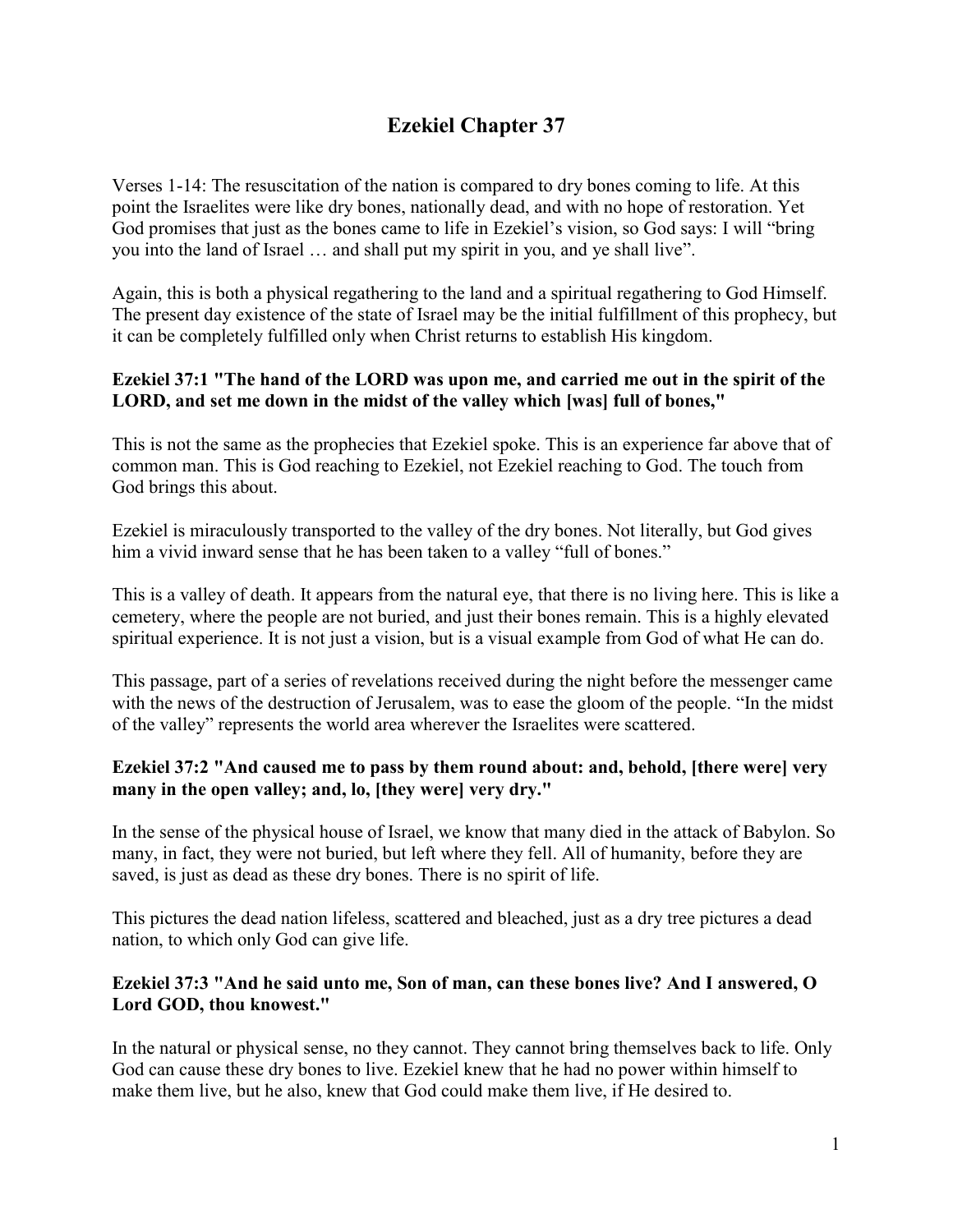# Ezekiel Chapter 37

Verses 1-14: The resuscitation of the nation is compared to dry bones coming to life. At this point the Israelites were like dry bones, nationally dead, and with no hope of restoration. Yet God promises that just as the bones came to life in Ezekiel's vision, so God says: I will "bring you into the land of Israel … and shall put my spirit in you, and ye shall live".

Again, this is both a physical regathering to the land and a spiritual regathering to God Himself. The present day existence of the state of Israel may be the initial fulfillment of this prophecy, but it can be completely fulfilled only when Christ returns to establish His kingdom.

**Ezekiel 37:1 "The hand of the LORD was upon me, and carried me out in the spirit of the LORD, and set me down in the midst of the valley which [was] full of bones,"**

This is not the same as the prophecies that Ezekiel spoke. This is an experience far above that of common man. This is God reaching to Ezekiel, not Ezekiel reaching to God. The touch from God brings this about.

Ezekiel is miraculously transported to the valley of the dry bones. Not literally, but God gives him a vivid inward sense that he has been taken to a valley "full of bones."

This is a valley of death. It appears from the natural eye, that there is no living here. This is like a cemetery, where the people are not buried, and just their bones remain. This is a highly elevated spiritual experience. It is not just a vision, but is a visual example from God of what He can do.

This passage, part of a series of revelations received during the night before the messenger came with the news of the destruction of Jerusalem, was to ease the gloom of the people. "In the midst of the valley" represents the world area wherever the Israelites were scattered.

**Ezekiel 37:2 "And caused me to pass by them round about: and, behold, [there were] very many in the open valley; and, lo, [they were] very dry."**

In the sense of the physical house of Israel, we know that many died in the attack of Babylon. So many, in fact, they were not buried, but left where they fell. All of humanity, before they are saved, is just as dead as these dry bones. There is no spirit of life.

This pictures the dead nation lifeless, scattered and bleached, just as a dry tree pictures a dead nation, to which only God can give life.

**Ezekiel 37:3 "And he said unto me, Son of man, can these bones live? And I answered, O Lord GOD, thou knowest."**

In the natural or physical sense, no they cannot. They cannot bring themselves back to life. Only God can cause these dry bones to live. Ezekiel knew that he had no power within himself to make them live, but he also, knew that God could make them live, if He desired to.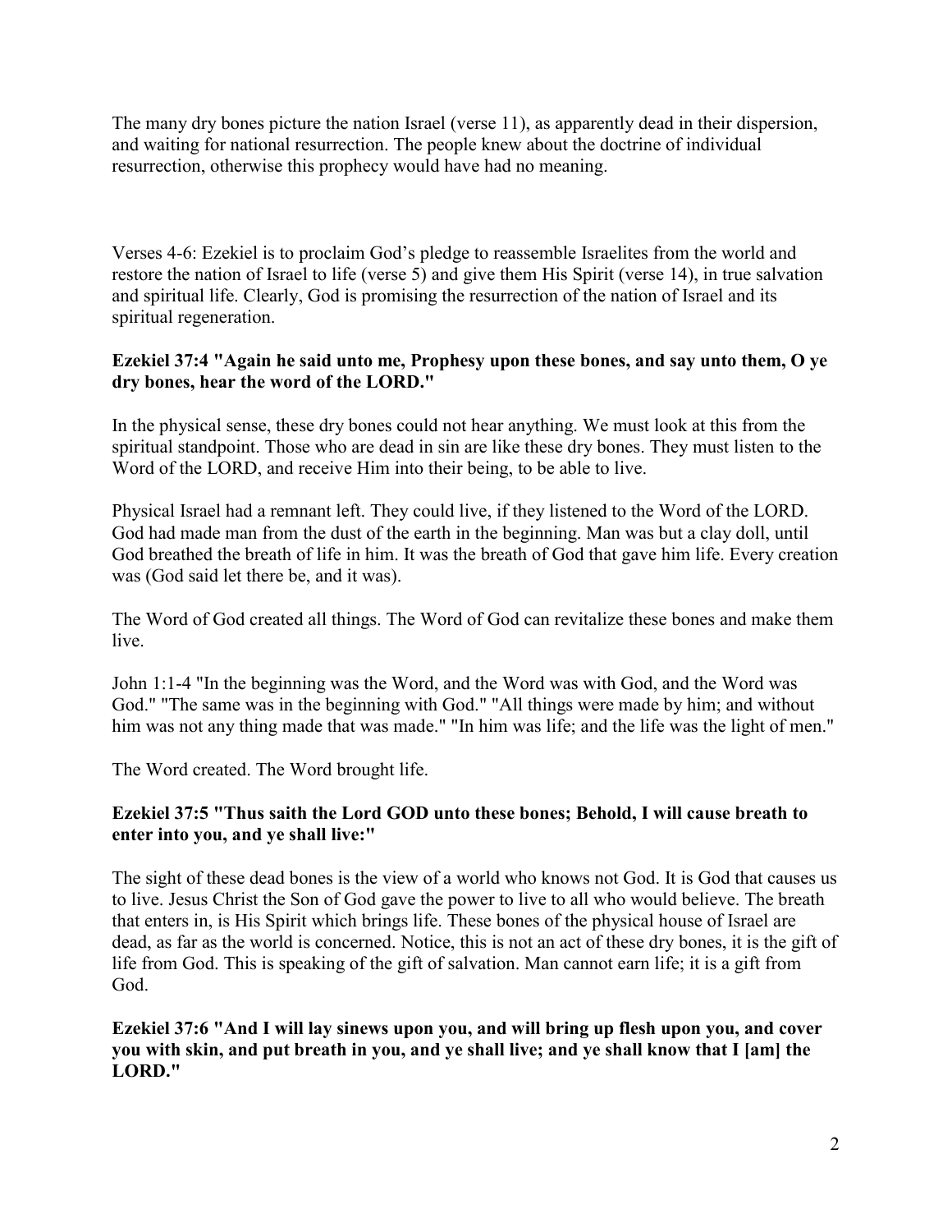The many dry bones picture the nation Israel (verse 11), as apparently dead in their dispersion, and waiting for national resurrection. The people knew about the doctrine of individual resurrection, otherwise this prophecy would have had no meaning.

Verses 4-6: Ezekiel is to proclaim God's pledge to reassemble Israelites from the world and restore the nation of Israel to life (verse 5) and give them His Spirit (verse 14), in true salvation and spiritual life. Clearly, God is promising the resurrection of the nation of Israel and its spiritual regeneration.

**Ezekiel 37:4 "Again he said unto me, Prophesy upon these bones, and say unto them, O ye dry bones, hear the word of the LORD."**

In the physical sense, these dry bones could not hear anything. We must look at this from the spiritual standpoint. Those who are dead in sin are like these dry bones. They must listen to the Word of the LORD, and receive Him into their being, to be able to live.

Physical Israel had a remnant left. They could live, if they listened to the Word of the LORD. God had made man from the dust of the earth in the beginning. Man was but a clay doll, until God breathed the breath of life in him. It was the breath of God that gave him life. Every creation was (God said let there be, and it was).

The Word of God created all things. The Word of God can revitalize these bones and make them live.

John 1:1-4 "In the beginning was the Word, and the Word was with God, and the Word was God." "The same was in the beginning with God." "All things were made by him; and without him was not any thing made that was made." "In him was life; and the life was the light of men."

The Word created. The Word brought life.

**Ezekiel 37:5 "Thus saith the Lord GOD unto these bones; Behold, I will cause breath to enter into you, and ye shall live:"**

The sight of these dead bones is the view of a world who knows not God. It is God that causes us to live. Jesus Christ the Son of God gave the power to live to all who would believe. The breath that enters in, is His Spirit which brings life. These bones of the physical house of Israel are dead, as far as the world is concerned. Notice, this is not an act of these dry bones, it is the gift of life from God. This is speaking of the gift of salvation. Man cannot earn life; it is a gift from God.

**Ezekiel 37:6 "And I will lay sinews upon you, and will bring up flesh upon you, and cover you with skin, and put breath in you, and ye shall live; and ye shall know that I [am] the LORD."**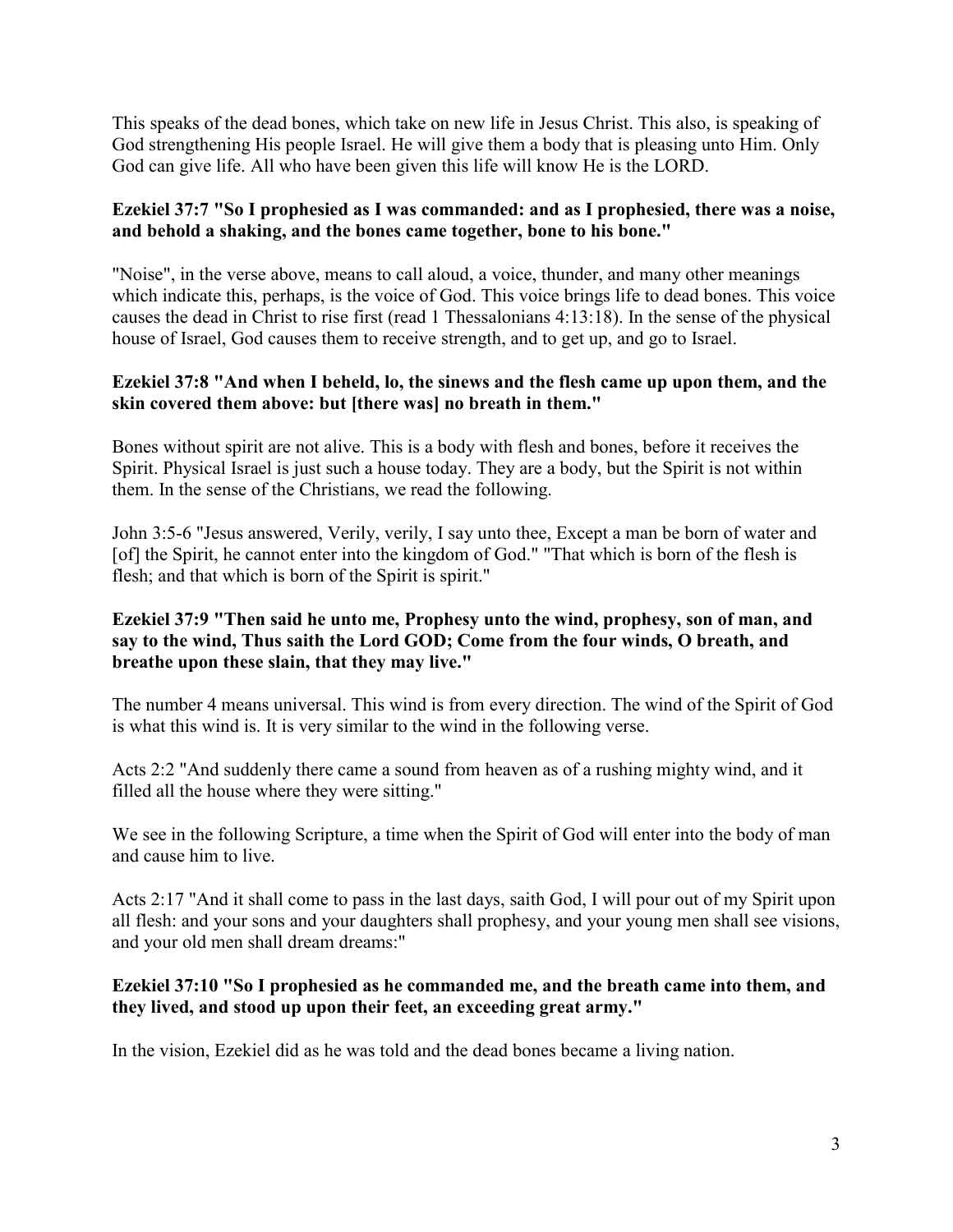This speaks of the dead bones, which take on new life in Jesus Christ. This also, is speaking of God strengthening His people Israel. He will give them a body that is pleasing unto Him. Only God can give life. All who have been given this life will know He is the LORD.

**Ezekiel 37:7 "So I prophesied as I was commanded: and as I prophesied, there was a noise, and behold a shaking, and the bones came together, bone to his bone."**

"Noise", in the verse above, means to call aloud, a voice, thunder, and many other meanings which indicate this, perhaps, is the voice of God. This voice brings life to dead bones. This voice causes the dead in Christ to rise first (read 1 Thessalonians 4:13:18). In the sense of the physical house of Israel, God causes them to receive strength, and to get up, and go to Israel.

**Ezekiel 37:8 "And when I beheld, lo, the sinews and the flesh came up upon them, and the skin covered them above: but [there was] no breath in them."**

Bones without spirit are not alive. This is a body with flesh and bones, before it receives the Spirit. Physical Israel is just such a house today. They are a body, but the Spirit is not within them. In the sense of the Christians, we read the following.

John 3:5-6 "Jesus answered, Verily, verily, I say unto thee, Except a man be born of water and [of] the Spirit, he cannot enter into the kingdom of God." "That which is born of the flesh is flesh; and that which is born of the Spirit is spirit."

**Ezekiel 37:9 "Then said he unto me, Prophesy unto the wind, prophesy, son of man, and say to the wind, Thus saith the Lord GOD; Come from the four winds, O breath, and breathe upon these slain, that they may live."**

The number 4 means universal. This wind is from every direction. The wind of the Spirit of God is what this wind is. It is very similar to the wind in the following verse.

Acts 2:2 "And suddenly there came a sound from heaven as of a rushing mighty wind, and it filled all the house where they were sitting."

We see in the following Scripture, a time when the Spirit of God will enter into the body of man and cause him to live.

Acts 2:17 "And it shall come to pass in the last days, saith God, I will pour out of my Spirit upon all flesh: and your sons and your daughters shall prophesy, and your young men shall see visions, and your old men shall dream dreams:"

**Ezekiel 37:10 "So I prophesied as he commanded me, and the breath came into them, and they lived, and stood up upon their feet, an exceeding great army."**

In the vision, Ezekiel did as he was told and the dead bones became a living nation.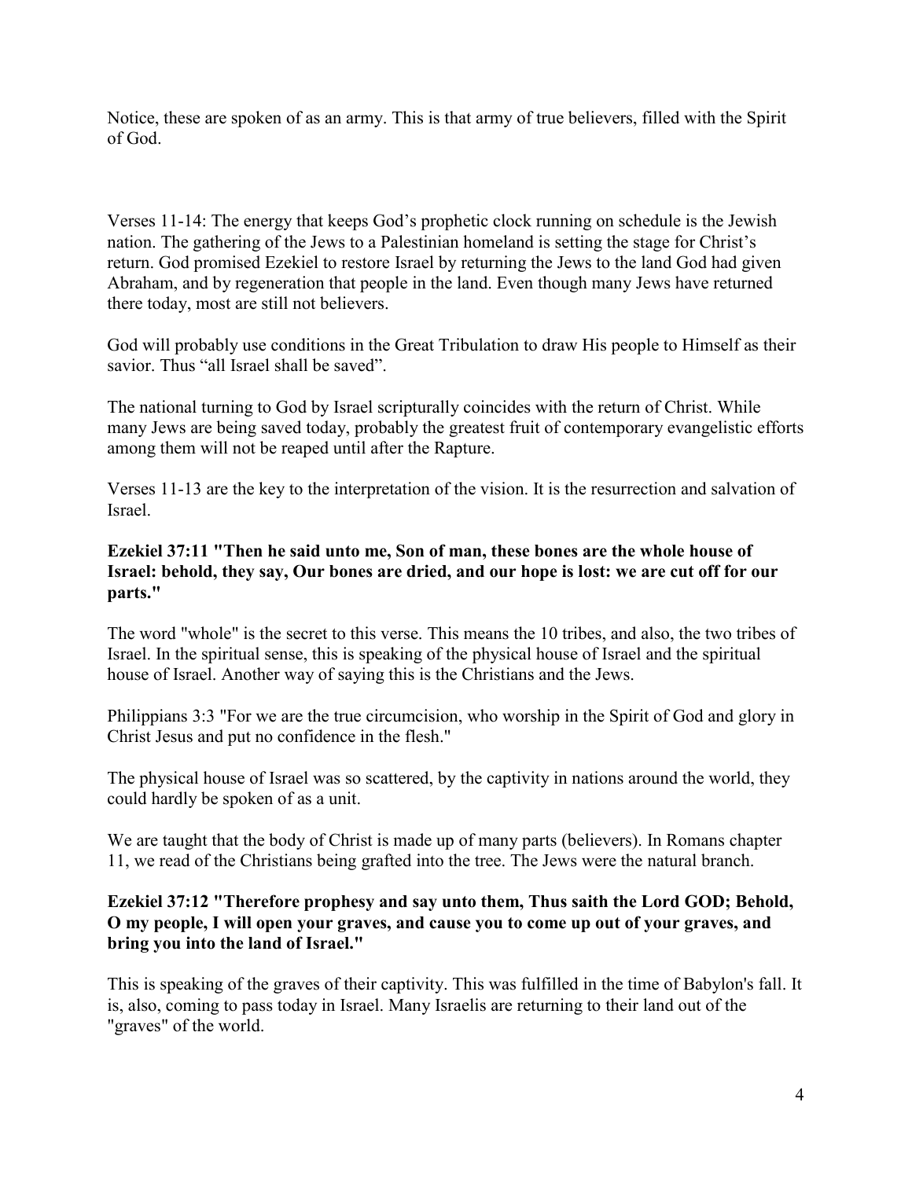Notice, these are spoken of as an army. This is that army of true believers, filled with the Spirit of God.

Verses 11-14: The energy that keeps God's prophetic clock running on schedule is the Jewish nation. The gathering of the Jews to a Palestinian homeland is setting the stage for Christ's return. God promised Ezekiel to restore Israel by returning the Jews to the land God had given Abraham, and by regeneration that people in the land. Even though many Jews have returned there today, most are still not believers.

God will probably use conditions in the Great Tribulation to draw His people to Himself as their savior. Thus "all Israel shall be saved".

The national turning to God by Israel scripturally coincides with the return of Christ. While many Jews are being saved today, probably the greatest fruit of contemporary evangelistic efforts among them will not be reaped until after the Rapture.

Verses 11-13 are the key to the interpretation of the vision. It is the resurrection and salvation of Israel.

**Ezekiel 37:11 "Then he said unto me, Son of man, these bones are the whole house of Israel: behold, they say, Our bones are dried, and our hope is lost: we are cut off for our parts."**

The word "whole" is the secret to this verse. This means the 10 tribes, and also, the two tribes of Israel. In the spiritual sense, this is speaking of the physical house of Israel and the spiritual house of Israel. Another way of saying this is the Christians and the Jews.

Philippians 3:3 "For we are the true circumcision, who worship in the Spirit of God and glory in Christ Jesus and put no confidence in the flesh."

The physical house of Israel was so scattered, by the captivity in nations around the world, they could hardly be spoken of as a unit.

We are taught that the body of Christ is made up of many parts (believers). In Romans chapter 11, we read of the Christians being grafted into the tree. The Jews were the natural branch.

**Ezekiel 37:12 "Therefore prophesy and say unto them, Thus saith the Lord GOD; Behold, O my people, I will open your graves, and cause you to come up out of your graves, and bring you into the land of Israel."**

This is speaking of the graves of their captivity. This was fulfilled in the time of Babylon's fall. It is, also, coming to pass today in Israel. Many Israelis are returning to their land out of the "graves" of the world.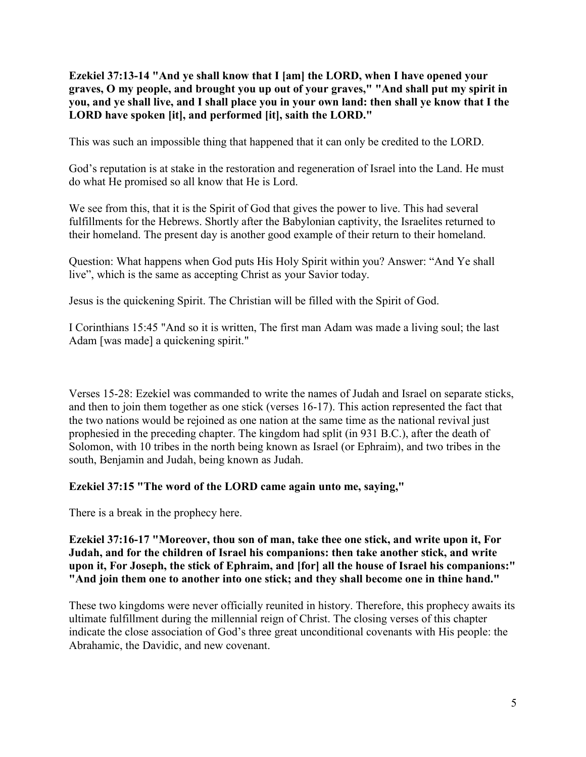**Ezekiel 37:13-14 "And ye shall know that I [am] the LORD, when I have opened your graves, O my people, and brought you up out of your graves," "And shall put my spirit in you, and ye shall live, and I shall place you in your own land: then shall ye know that I the LORD have spoken [it], and performed [it], saith the LORD."**

This was such an impossible thing that happened that it can only be credited to the LORD.

God's reputation is at stake in the restoration and regeneration of Israel into the Land. He must do what He promised so all know that He is Lord.

We see from this, that it is the Spirit of God that gives the power to live. This had several fulfillments for the Hebrews. Shortly after the Babylonian captivity, the Israelites returned to their homeland. The present day is another good example of their return to their homeland.

Question: What happens when God puts His Holy Spirit within you? Answer: "And Ye shall live", which is the same as accepting Christ as your Savior today.

Jesus is the quickening Spirit. The Christian will be filled with the Spirit of God.

I Corinthians 15:45 "And so it is written, The first man Adam was made a living soul; the last Adam [was made] a quickening spirit."

Verses 15-28: Ezekiel was commanded to write the names of Judah and Israel on separate sticks, and then to join them together as one stick (verses 16-17). This action represented the fact that the two nations would be rejoined as one nation at the same time as the national revival just prophesied in the preceding chapter. The kingdom had split (in 931 B.C.), after the death of Solomon, with 10 tribes in the north being known as Israel (or Ephraim), and two tribes in the south, Benjamin and Judah, being known as Judah.

**Ezekiel 37:15 "The word of the LORD came again unto me, saying,"**

There is a break in the prophecy here.

**Ezekiel 37:16-17 "Moreover, thou son of man, take thee one stick, and write upon it, For Judah, and for the children of Israel his companions: then take another stick, and write upon it, For Joseph, the stick of Ephraim, and [for] all the house of Israel his companions:" "And join them one to another into one stick; and they shall become one in thine hand."**

These two kingdoms were never officially reunited in history. Therefore, this prophecy awaits its ultimate fulfillment during the millennial reign of Christ. The closing verses of this chapter indicate the close association of God's three great unconditional covenants with His people: the Abrahamic, the Davidic, and new covenant.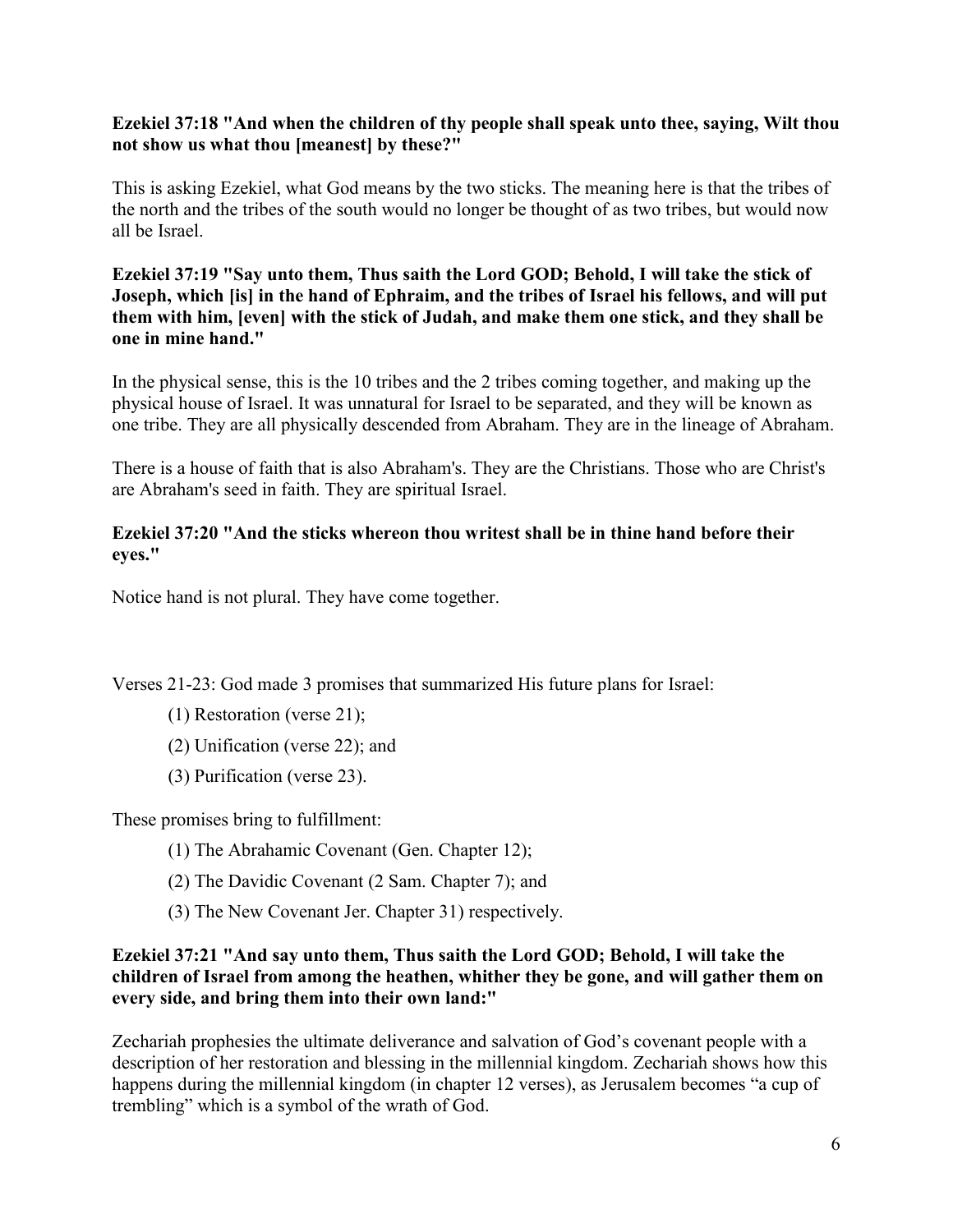**Ezekiel 37:18 "And when the children of thy people shall speak unto thee, saying, Wilt thou not show us what thou [meanest] by these?"**

This is asking Ezekiel, what God means by the two sticks. The meaning here is that the tribes of the north and the tribes of the south would no longer be thought of as two tribes, but would now all be Israel.

**Ezekiel 37:19 "Say unto them, Thus saith the Lord GOD; Behold, I will take the stick of Joseph, which [is] in the hand of Ephraim, and the tribes of Israel his fellows, and will put them with him, [even] with the stick of Judah, and make them one stick, and they shall be one in mine hand."**

In the physical sense, this is the 10 tribes and the 2 tribes coming together, and making up the physical house of Israel. It was unnatural for Israel to be separated, and they will be known as one tribe. They are all physically descended from Abraham. They are in the lineage of Abraham.

There is a house of faith that is also Abraham's. They are the Christians. Those who are Christ's are Abraham's seed in faith. They are spiritual Israel.

**Ezekiel 37:20 "And the sticks whereon thou writest shall be in thine hand before their eyes."**

Notice hand is not plural. They have come together.

Verses 21-23: God made 3 promises that summarized His future plans for Israel:

(1) Restoration (verse 21);

(2) Unification (verse 22); and

(3) Purification (verse 23).

These promises bring to fulfillment:

(1) The Abrahamic Covenant (Gen. Chapter 12);

(2) The Davidic Covenant (2 Sam. Chapter 7); and

(3) The New Covenant Jer. Chapter 31) respectively.

**Ezekiel 37:21 "And say unto them, Thus saith the Lord GOD; Behold, I will take the children of Israel from among the heathen, whither they be gone, and will gather them on every side, and bring them into their own land:"**

Zechariah prophesies the ultimate deliverance and salvation of God's covenant people with a description of her restoration and blessing in the millennial kingdom. Zechariah shows how this happens during the millennial kingdom (in chapter 12 verses), as Jerusalem becomes "a cup of trembling" which is a symbol of the wrath of God.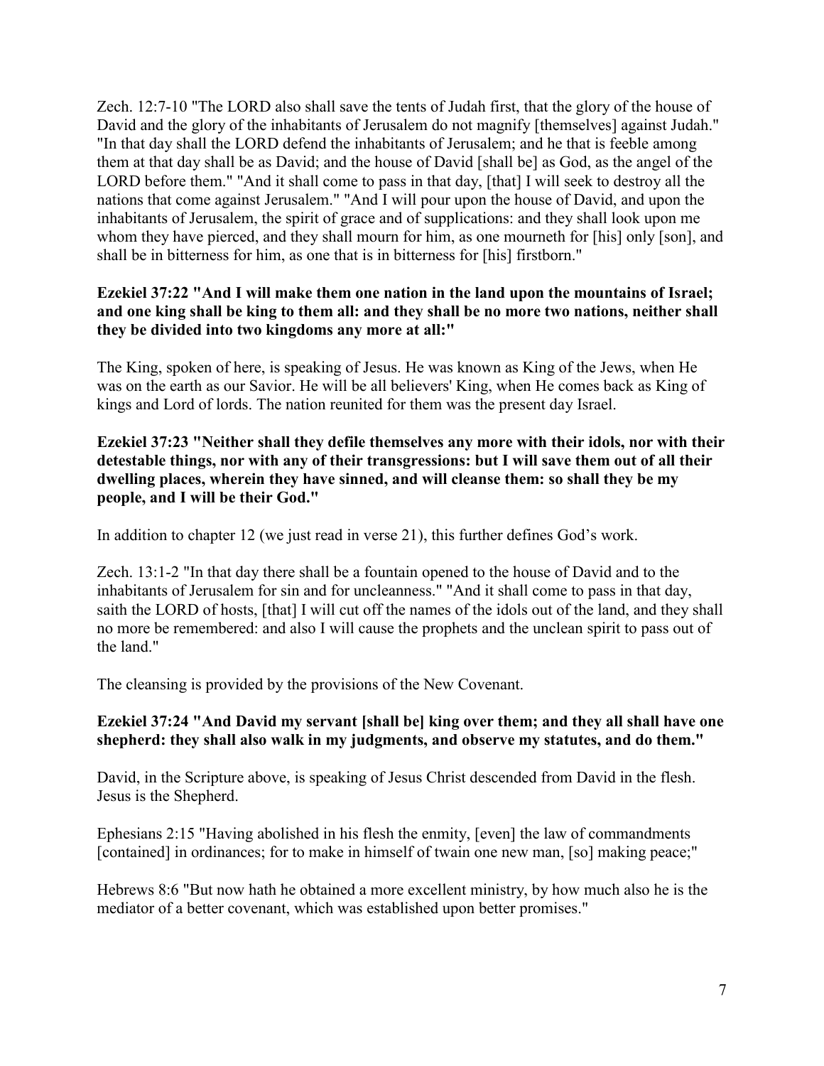Zech. 12:7-10 "The LORD also shall save the tents of Judah first, that the glory of the house of David and the glory of the inhabitants of Jerusalem do not magnify [themselves] against Judah." "In that day shall the LORD defend the inhabitants of Jerusalem; and he that is feeble among them at that day shall be as David; and the house of David [shall be] as God, as the angel of the LORD before them." "And it shall come to pass in that day, [that] I will seek to destroy all the nations that come against Jerusalem." "And I will pour upon the house of David, and upon the inhabitants of Jerusalem, the spirit of grace and of supplications: and they shall look upon me whom they have pierced, and they shall mourn for him, as one mourneth for [his] only [son], and shall be in bitterness for him, as one that is in bitterness for [his] firstborn."

**Ezekiel 37:22 "And I will make them one nation in the land upon the mountains of Israel; and one king shall be king to them all: and they shall be no more two nations, neither shall they be divided into two kingdoms any more at all:"**

The King, spoken of here, is speaking of Jesus. He was known as King of the Jews, when He was on the earth as our Savior. He will be all believers' King, when He comes back as King of kings and Lord of lords. The nation reunited for them was the present day Israel.

**Ezekiel 37:23 "Neither shall they defile themselves any more with their idols, nor with their detestable things, nor with any of their transgressions: but I will save them out of all their dwelling places, wherein they have sinned, and will cleanse them: so shall they be my people, and I will be their God."**

In addition to chapter 12 (we just read in verse 21), this further defines God's work.

Zech. 13:1-2 "In that day there shall be a fountain opened to the house of David and to the inhabitants of Jerusalem for sin and for uncleanness." "And it shall come to pass in that day, saith the LORD of hosts, [that] I will cut off the names of the idols out of the land, and they shall no more be remembered: and also I will cause the prophets and the unclean spirit to pass out of the land."

The cleansing is provided by the provisions of the New Covenant.

**Ezekiel 37:24 "And David my servant [shall be] king over them; and they all shall have one shepherd: they shall also walk in my judgments, and observe my statutes, and do them."**

David, in the Scripture above, is speaking of Jesus Christ descended from David in the flesh. Jesus is the Shepherd.

Ephesians 2:15 "Having abolished in his flesh the enmity, [even] the law of commandments [contained] in ordinances; for to make in himself of twain one new man, [so] making peace;"

Hebrews 8:6 "But now hath he obtained a more excellent ministry, by how much also he is the mediator of a better covenant, which was established upon better promises."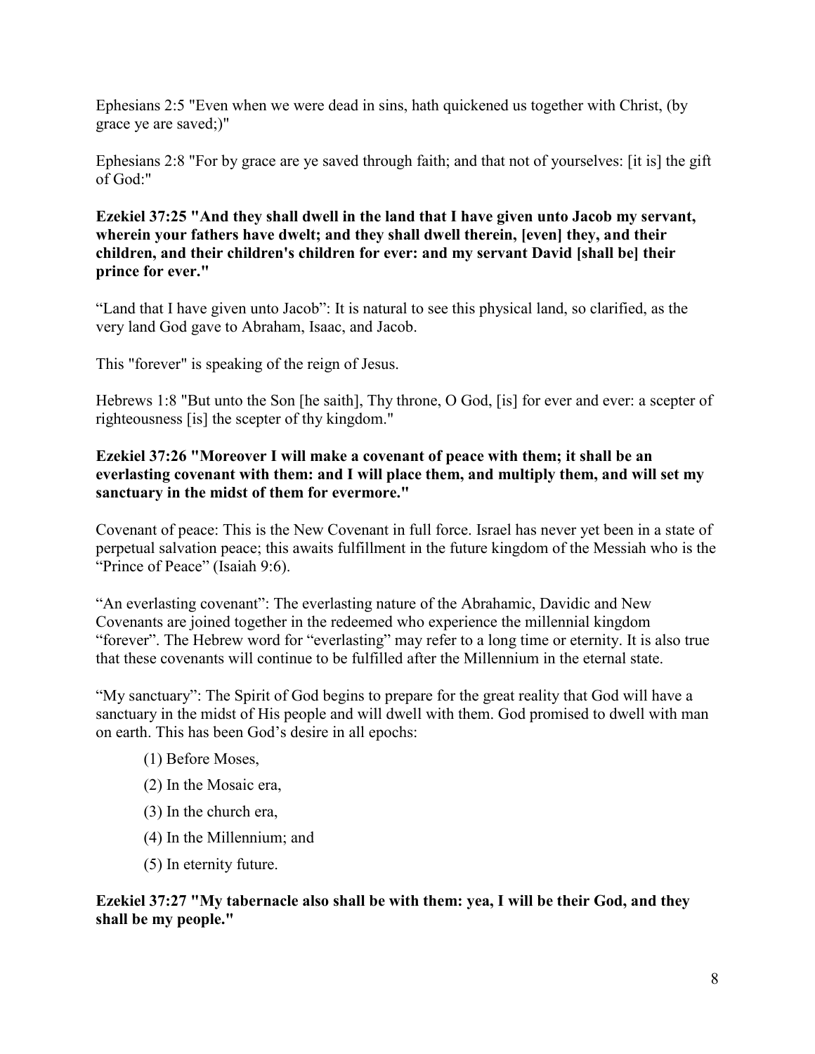Ephesians 2:5 "Even when we were dead in sins, hath quickened us together with Christ, (by grace ye are saved;)"

Ephesians 2:8 "For by grace are ye saved through faith; and that not of yourselves: [it is] the gift of God:"

**Ezekiel 37:25 "And they shall dwell in the land that I have given unto Jacob my servant, wherein your fathers have dwelt; and they shall dwell therein, [even] they, and their children, and their children's children for ever: and my servant David [shall be] their prince for ever."**

"Land that I have given unto Jacob": It is natural to see this physical land, so clarified, as the very land God gave to Abraham, Isaac, and Jacob.

This "forever" is speaking of the reign of Jesus.

Hebrews 1:8 "But unto the Son [he saith], Thy throne, O God, [is] for ever and ever: a scepter of righteousness [is] the scepter of thy kingdom."

**Ezekiel 37:26 "Moreover I will make a covenant of peace with them; it shall be an everlasting covenant with them: and I will place them, and multiply them, and will set my sanctuary in the midst of them for evermore."**

Covenant of peace: This is the New Covenant in full force. Israel has never yet been in a state of perpetual salvation peace; this awaits fulfillment in the future kingdom of the Messiah who is the "Prince of Peace" (Isaiah 9:6).

"An everlasting covenant": The everlasting nature of the Abrahamic, Davidic and New Covenants are joined together in the redeemed who experience the millennial kingdom "forever". The Hebrew word for "everlasting" may refer to a long time or eternity. It is also true that these covenants will continue to be fulfilled after the Millennium in the eternal state.

"My sanctuary": The Spirit of God begins to prepare for the great reality that God will have a sanctuary in the midst of His people and will dwell with them. God promised to dwell with man on earth. This has been God's desire in all epochs:

(1) Before Moses,

(2) In the Mosaic era,

(3) In the church era,

(4) In the Millennium; and

(5) In eternity future.

**Ezekiel 37:27 "My tabernacle also shall be with them: yea, I will be their God, and they shall be my people."**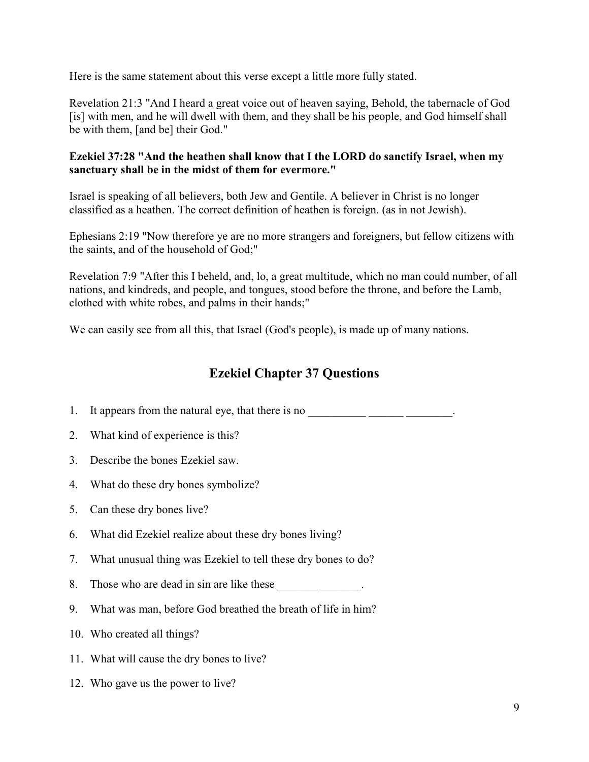Here is the same statement about this verse except a little more fully stated.

Revelation 21:3 "And I heard a great voice out of heaven saying, Behold, the tabernacle of God [is] with men, and he will dwell with them, and they shall be his people, and God himself shall be with them, [and be] their God."

**Ezekiel 37:28 "And the heathen shall know that I the LORD do sanctify Israel, when my sanctuary shall be in the midst of them for evermore."**

Israel is speaking of all believers, both Jew and Gentile. A believer in Christ is no longer classified as a heathen. The correct definition of heathen is foreign. (as in not Jewish).

Ephesians 2:19 "Now therefore ye are no more strangers and foreigners, but fellow citizens with the saints, and of the household of God;"

Revelation 7:9 "After this I beheld, and, lo, a great multitude, which no man could number, of all nations, and kindreds, and people, and tongues, stood before the throne, and before the Lamb, clothed with white robes, and palms in their hands;"

We can easily see from all this, that Israel (God's people), is made up of many nations.

## Ezekiel Chapter 37 Questions

1. It appears from the natural eye, that there is no __________ ______ ________.
2. What kind of experience is this?
3. Describe the bones Ezekiel saw.
4. What do these dry bones symbolize?
5. Can these dry bones live?
6. What did Ezekiel realize about these dry bones living?
7. What unusual thing was Ezekiel to tell these dry bones to do?
8. Those who are dead in sin are like these _______ _______.
9. What was man, before God breathed the breath of life in him?
10. Who created all things?
11. What will cause the dry bones to live?
12. Who gave us the power to live?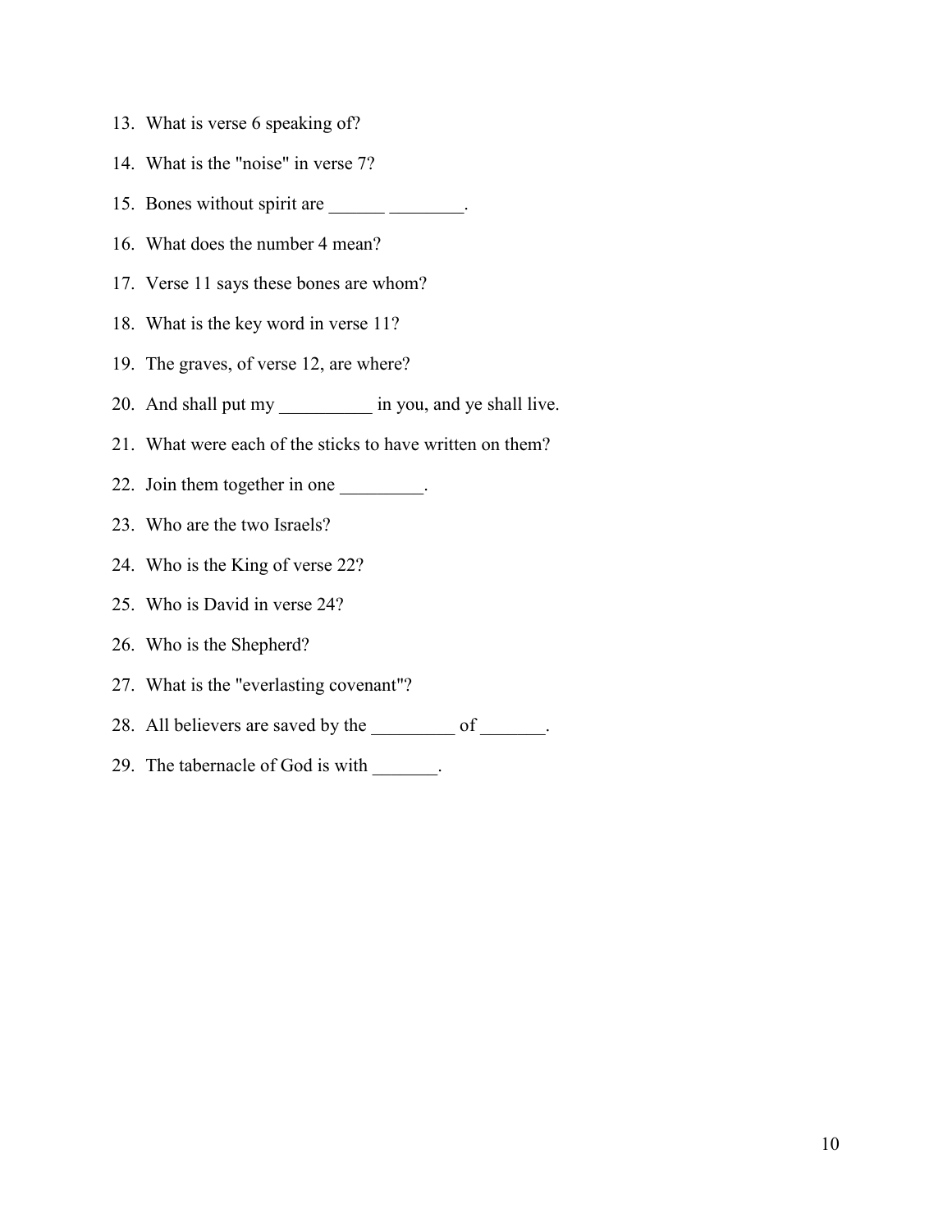13. What is verse 6 speaking of?
14. What is the "noise" in verse 7?
15. Bones without spirit are ______ ________.
16. What does the number 4 mean?
17. Verse 11 says these bones are whom?
18. What is the key word in verse 11?
19. The graves, of verse 12, are where?
20. And shall put my __________ in you, and ye shall live.
21. What were each of the sticks to have written on them?
22. Join them together in one _________.
23. Who are the two Israels?
24. Who is the King of verse 22?
25. Who is David in verse 24?
26. Who is the Shepherd?
27. What is the "everlasting covenant"?
28. All believers are saved by the _________ of _______.
29. The tabernacle of God is with _______.